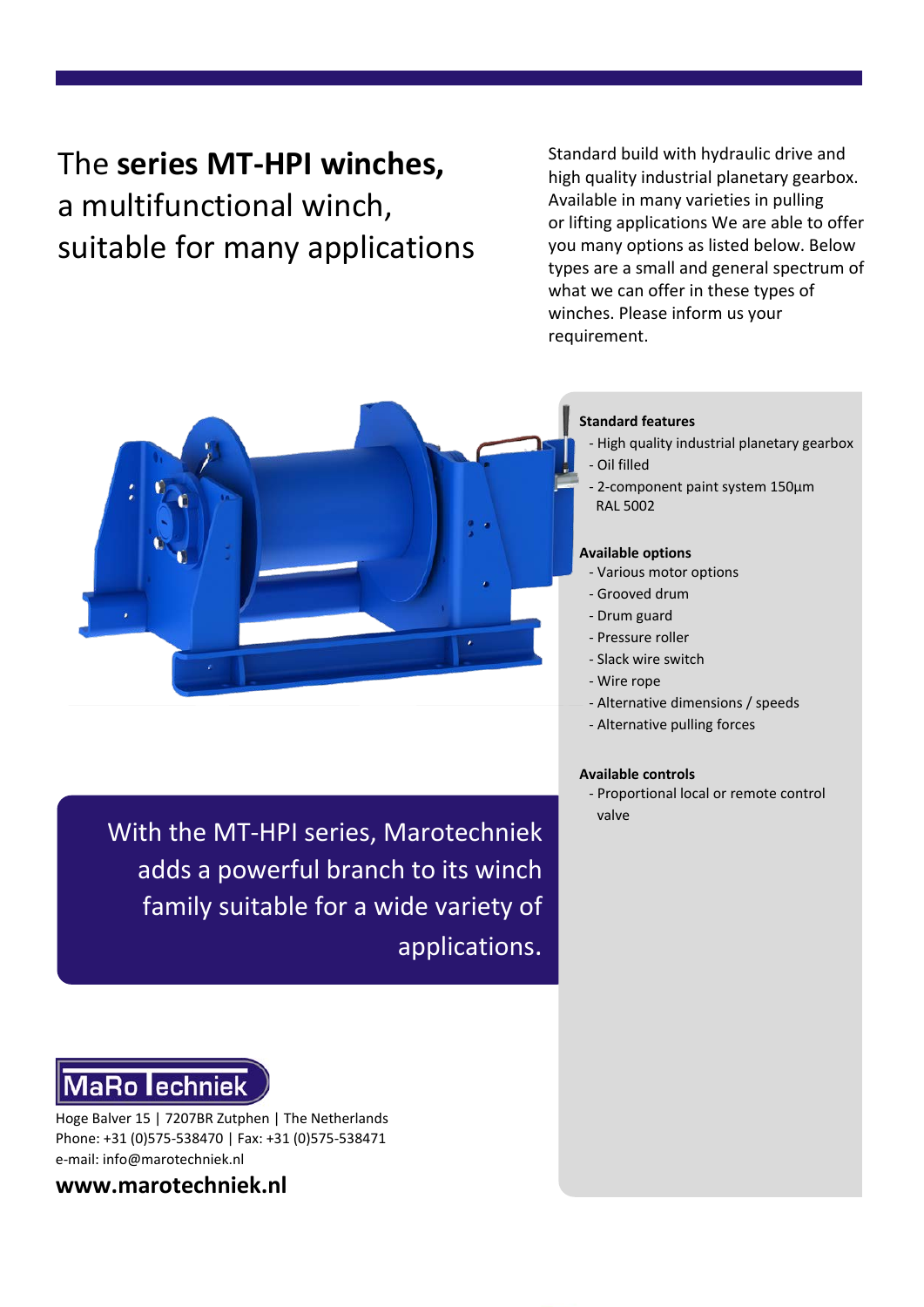# The **series MT-HPI winches,** a multifunctional winch, suitable for many applications

Standard build with hydraulic drive and high quality industrial planetary gearbox. Available in many varieties in pulling or lifting applications We are able to offer you many options as listed below. Below types are a small and general spectrum of what we can offer in these types of winches. Please inform us your requirement.

**Standard features**

- High quality industrial planetary gearbox
- Oil filled
- 2-component paint system 150µm RAL 5002

**Available options**

- Various motor options
- Grooved drum
- Drum guard
- Pressure roller
- Slack wire switch
- Wire rope
- Alternative dimensions / speeds
- Alternative pulling forces

**Available controls**

- Proportional local or remote control valve

With the MT-HPI series, Marotechniek adds a powerful branch to its winch family suitable for a wide variety of applications.

MaRo Techniek

Hoge Balver 15 | 7207BR Zutphen | The Netherlands
Phone: +31 (0)575-538470 | Fax: +31 (0)575-538471
e-mail: info@marotechniek.nl

**www.marotechniek.nl**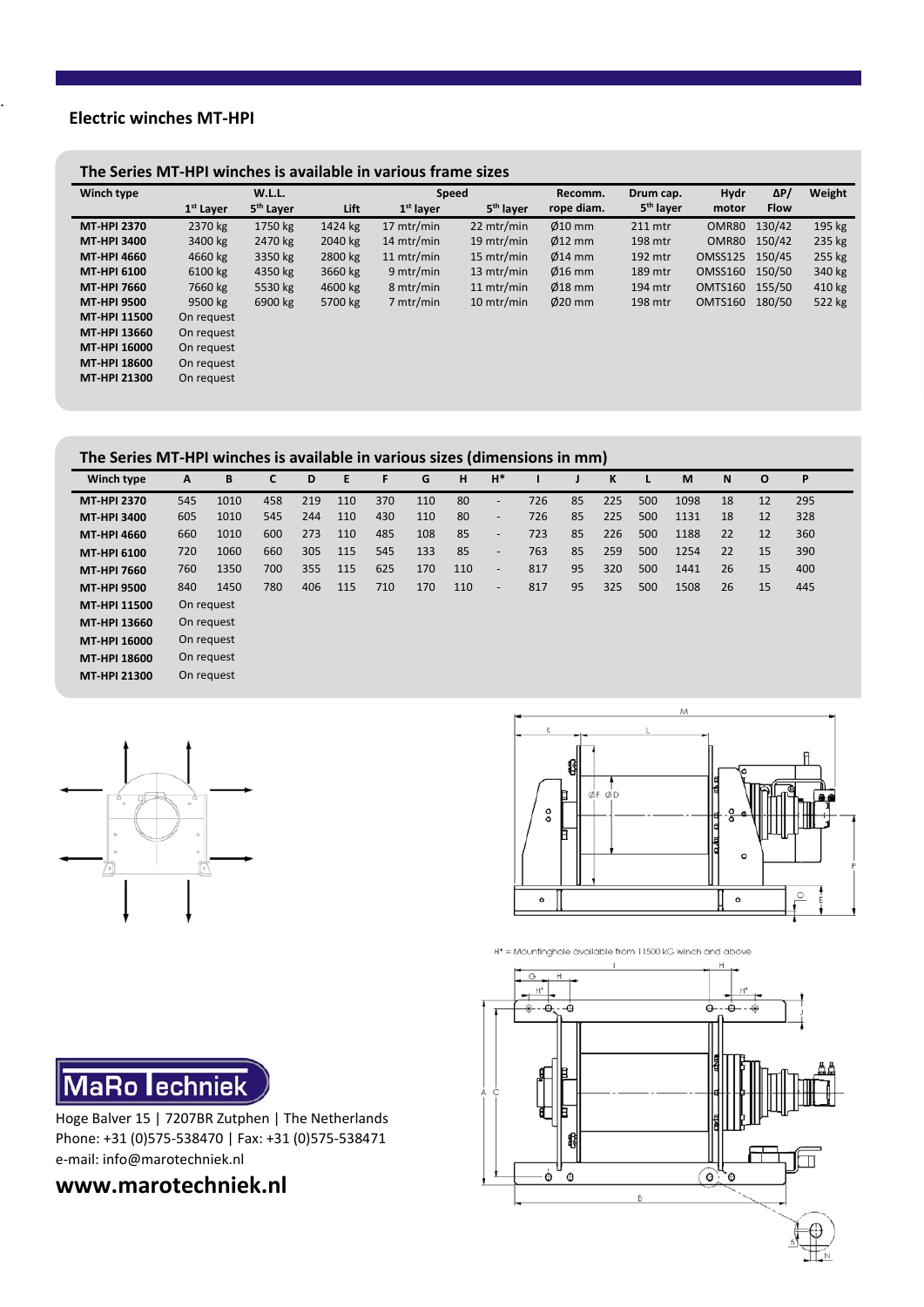## Electric winches MT-HPI

### The Series MT-HPI winches is available in various frame sizes

| Winch type | W.L.L. | | | Speed | | Recomm. | Drum cap. | Hydr | ΔP/ | Weight |
|---|---|---|---|---|---|---|---|---|---|---|
| | 1st Layer | 5th Layer | Lift | 1st layer | 5th layer | rope diam. | 5th layer | motor | Flow | |
| MT-HPI 2370 | 2370 kg | 1750 kg | 1424 kg | 17 mtr/min | 22 mtr/min | Ø10 mm | 211 mtr | OMR80 | 130/42 | 195 kg |
| MT-HPI 3400 | 3400 kg | 2470 kg | 2040 kg | 14 mtr/min | 19 mtr/min | Ø12 mm | 198 mtr | OMR80 | 150/42 | 235 kg |
| MT-HPI 4660 | 4660 kg | 3350 kg | 2800 kg | 11 mtr/min | 15 mtr/min | Ø14 mm | 192 mtr | OMSS125 | 150/45 | 255 kg |
| MT-HPI 6100 | 6100 kg | 4350 kg | 3660 kg | 9 mtr/min | 13 mtr/min | Ø16 mm | 189 mtr | OMSS160 | 150/50 | 340 kg |
| MT-HPI 7660 | 7660 kg | 5530 kg | 4600 kg | 8 mtr/min | 11 mtr/min | Ø18 mm | 194 mtr | OMTS160 | 155/50 | 410 kg |
| MT-HPI 9500 | 9500 kg | 6900 kg | 5700 kg | 7 mtr/min | 10 mtr/min | Ø20 mm | 198 mtr | OMTS160 | 180/50 | 522 kg |
| MT-HPI 11500 | On request | | | | | | | | | |
| MT-HPI 13660 | On request | | | | | | | | | |
| MT-HPI 16000 | On request | | | | | | | | | |
| MT-HPI 18600 | On request | | | | | | | | | |
| MT-HPI 21300 | On request | | | | | | | | | |

### The Series MT-HPI winches is available in various sizes (dimensions in mm)

| Winch type | A | B | C | D | E | F | G | H | H* | I | J | K | L | M | N | O | P |
|---|---|---|---|---|---|---|---|---|---|---|---|---|---|---|---|---|---|
| MT-HPI 2370 | 545 | 1010 | 458 | 219 | 110 | 370 | 110 | 80 | - | 726 | 85 | 225 | 500 | 1098 | 18 | 12 | 295 |
| MT-HPI 3400 | 605 | 1010 | 545 | 244 | 110 | 430 | 110 | 80 | - | 726 | 85 | 225 | 500 | 1131 | 18 | 12 | 328 |
| MT-HPI 4660 | 660 | 1010 | 600 | 273 | 110 | 485 | 108 | 85 | - | 723 | 85 | 226 | 500 | 1188 | 22 | 12 | 360 |
| MT-HPI 6100 | 720 | 1060 | 660 | 305 | 115 | 545 | 133 | 85 | - | 763 | 85 | 259 | 500 | 1254 | 22 | 15 | 390 |
| MT-HPI 7660 | 760 | 1350 | 700 | 355 | 115 | 625 | 170 | 110 | - | 817 | 95 | 320 | 500 | 1441 | 26 | 15 | 400 |
| MT-HPI 9500 | 840 | 1450 | 780 | 406 | 115 | 710 | 170 | 110 | - | 817 | 95 | 325 | 500 | 1508 | 26 | 15 | 445 |
| MT-HPI 11500 | On request | | | | | | | | | | | | | | | | |
| MT-HPI 13660 | On request | | | | | | | | | | | | | | | | |
| MT-HPI 16000 | On request | | | | | | | | | | | | | | | | |
| MT-HPI 18600 | On request | | | | | | | | | | | | | | | | |
| MT-HPI 21300 | On request | | | | | | | | | | | | | | | | |

H* = Mountinghole available from 11500 kG winch and above

MaRo Techniek

Hoge Balver 15 | 7207BR Zutphen | The Netherlands
Phone: +31 (0)575-538470 | Fax: +31 (0)575-538471
e-mail: info@marotechniek.nl

**www.marotechniek.nl**